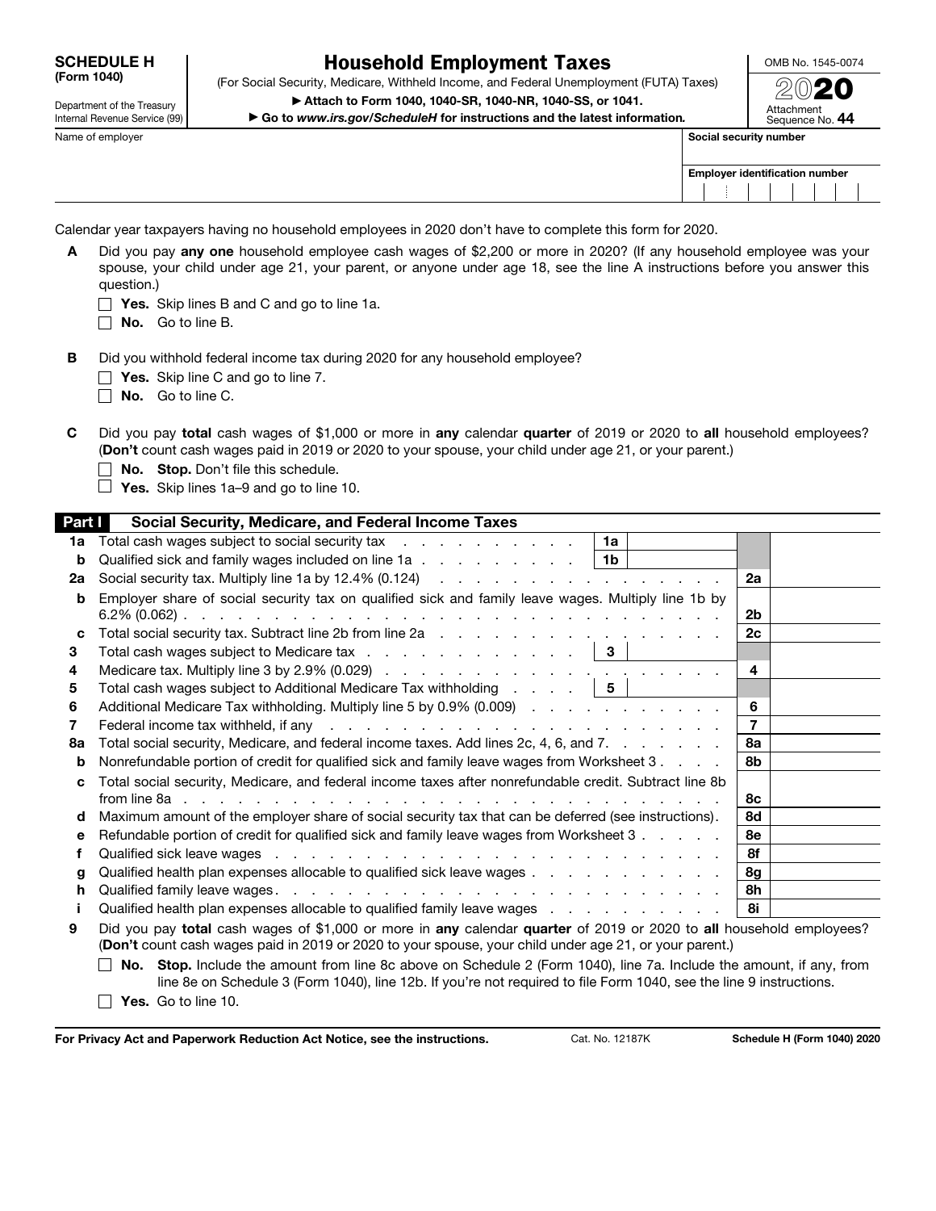**SCHEDULE H (Form 1040)**

Department of the Treasury
Internal Revenue Service (99)

# Household Employment Taxes

(For Social Security, Medicare, Withheld Income, and Federal Unemployment (FUTA) Taxes)

▶ Attach to Form 1040, 1040-SR, 1040-NR, 1040-SS, or 1041.

▶ Go to *www.irs.gov/ScheduleH* for instructions and the latest information.

OMB No. 1545-0074

**2020**

Attachment Sequence No. **44**

Name of employer | Social security number

Employer identification number

Calendar year taxpayers having no household employees in 2020 don't have to complete this form for 2020.

**A** Did you pay **any one** household employee cash wages of $2,200 or more in 2020? (If any household employee was your spouse, your child under age 21, your parent, or anyone under age 18, see the line A instructions before you answer this question.)

☐ **Yes.** Skip lines B and C and go to line 1a.

☐ **No.** Go to line B.

**B** Did you withhold federal income tax during 2020 for any household employee?

☐ **Yes.** Skip line C and go to line 7.

☐ **No.** Go to line C.

**C** Did you pay **total** cash wages of $1,000 or more in **any** calendar **quarter** of 2019 or 2020 to **all** household employees? (**Don't** count cash wages paid in 2019 or 2020 to your spouse, your child under age 21, or your parent.)

☐ **No. Stop.** Don't file this schedule.

☐ **Yes.** Skip lines 1a–9 and go to line 10.

## Part I Social Security, Medicare, and Federal Income Taxes

| Line | Description | | | Line | Amount |
|---|---|---|---|---|---|
| 1a | Total cash wages subject to social security tax | 1a | | | |
| b | Qualified sick and family wages included on line 1a | 1b | | | |
| 2a | Social security tax. Multiply line 1a by 12.4% (0.124) | | | 2a | |
| b | Employer share of social security tax on qualified sick and family leave wages. Multiply line 1b by 6.2% (0.062) | | | 2b | |
| c | Total social security tax. Subtract line 2b from line 2a | | | 2c | |
| 3 | Total cash wages subject to Medicare tax | 3 | | | |
| 4 | Medicare tax. Multiply line 3 by 2.9% (0.029) | | | 4 | |
| 5 | Total cash wages subject to Additional Medicare Tax withholding | 5 | | | |
| 6 | Additional Medicare Tax withholding. Multiply line 5 by 0.9% (0.009) | | | 6 | |
| 7 | Federal income tax withheld, if any | | | 7 | |
| 8a | Total social security, Medicare, and federal income taxes. Add lines 2c, 4, 6, and 7 | | | 8a | |
| b | Nonrefundable portion of credit for qualified sick and family leave wages from Worksheet 3 | | | 8b | |
| c | Total social security, Medicare, and federal income taxes after nonrefundable credit. Subtract line 8b from line 8a | | | 8c | |
| d | Maximum amount of the employer share of social security tax that can be deferred (see instructions) | | | 8d | |
| e | Refundable portion of credit for qualified sick and family leave wages from Worksheet 3 | | | 8e | |
| f | Qualified sick leave wages | | | 8f | |
| g | Qualified health plan expenses allocable to qualified sick leave wages | | | 8g | |
| h | Qualified family leave wages | | | 8h | |
| i | Qualified health plan expenses allocable to qualified family leave wages | | | 8i | |

**9** Did you pay **total** cash wages of $1,000 or more in **any** calendar **quarter** of 2019 or 2020 to **all** household employees? (**Don't** count cash wages paid in 2019 or 2020 to your spouse, your child under age 21, or your parent.)

☐ **No. Stop.** Include the amount from line 8c above on Schedule 2 (Form 1040), line 7a. Include the amount, if any, from line 8e on Schedule 3 (Form 1040), line 12b. If you're not required to file Form 1040, see the line 9 instructions.

☐ **Yes.** Go to line 10.

**For Privacy Act and Paperwork Reduction Act Notice, see the instructions.** Cat. No. 12187K **Schedule H (Form 1040) 2020**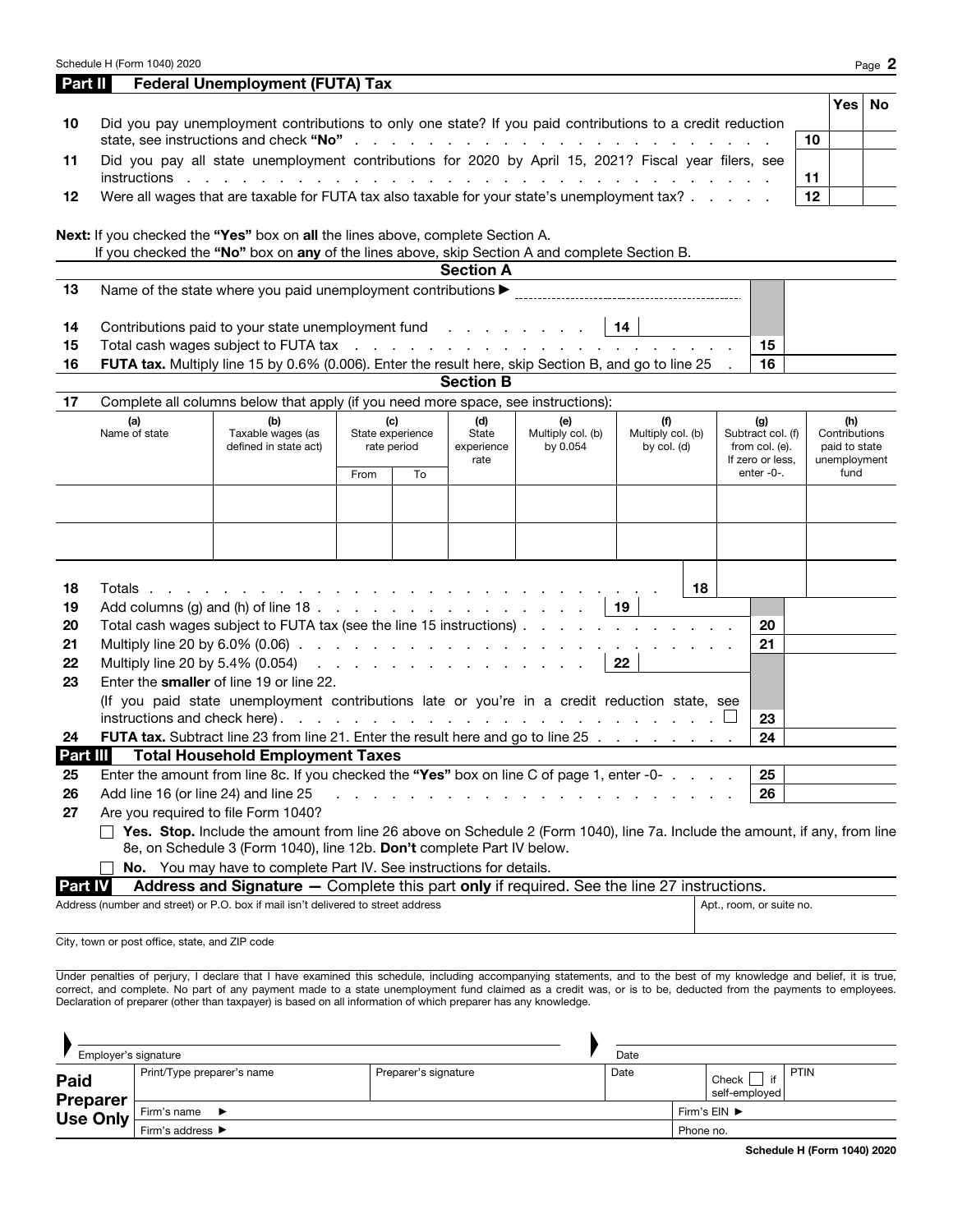## Part II Federal Unemployment (FUTA) Tax

| | | | Yes | No |
|---|---|---|---|---|
| 10 | Did you pay unemployment contributions to only one state? If you paid contributions to a credit reduction state, see instructions and check **"No"** | 10 | | |
| 11 | Did you pay all state unemployment contributions for 2020 by April 15, 2021? Fiscal year filers, see instructions | 11 | | |
| 12 | Were all wages that are taxable for FUTA tax also taxable for your state's unemployment tax? | 12 | | |

**Next:** If you checked the **"Yes"** box on **all** the lines above, complete Section A.
If you checked the **"No"** box on **any** of the lines above, skip Section A and complete Section B.

### Section A

| | | | | | |
|---|---|---|---|---|---|
| 13 | Name of the state where you paid unemployment contributions ► | | | | |
| 14 | Contributions paid to your state unemployment fund | 14 | | | |
| 15 | Total cash wages subject to FUTA tax | | | 15 | |
| 16 | **FUTA tax.** Multiply line 15 by 0.6% (0.006). Enter the result here, skip Section B, and go to line 25 | | | 16 | |

### Section B

**17** Complete all columns below that apply (if you need more space, see instructions):

| (a) Name of state | (b) Taxable wages (as defined in state act) | (c) State experience rate period | | (d) State experience rate | (e) Multiply col. (b) by 0.054 | (f) Multiply col. (b) by col. (d) | (g) Subtract col. (f) from col. (e). If zero or less, enter -0-. | (h) Contributions paid to state unemployment fund |
|---|---|---|---|---|---|---|---|---|
| | | From | To | | | | | |
| | | | | | | | | |
| | | | | | | | | |

| | | | | | |
|---|---|---|---|---|---|
| 18 | Totals | 18 | | | |
| 19 | Add columns (g) and (h) of line 18 | 19 | | | |
| 20 | Total cash wages subject to FUTA tax (see the line 15 instructions) | | | 20 | |
| 21 | Multiply line 20 by 6.0% (0.06) | | | 21 | |
| 22 | Multiply line 20 by 5.4% (0.054) | 22 | | | |
| 23 | Enter the **smaller** of line 19 or line 22. (If you paid state unemployment contributions late or you're in a credit reduction state, see instructions and check here) ☐ | | | 23 | |
| 24 | **FUTA tax.** Subtract line 23 from line 21. Enter the result here and go to line 25 | | | 24 | |

## Part III Total Household Employment Taxes

| | | | |
|---|---|---|---|
| 25 | Enter the amount from line 8c. If you checked the **"Yes"** box on line C of page 1, enter -0- | 25 | |
| 26 | Add line 16 (or line 24) and line 25 | 26 | |

**27** Are you required to file Form 1040?

☐ **Yes. Stop.** Include the amount from line 26 above on Schedule 2 (Form 1040), line 7a. Include the amount, if any, from line 8e, on Schedule 3 (Form 1040), line 12b. **Don't** complete Part IV below.

☐ **No.** You may have to complete Part IV. See instructions for details.

## Part IV Address and Signature — Complete this part **only** if required. See the line 27 instructions.

Address (number and street) or P.O. box if mail isn't delivered to street address | Apt., room, or suite no.

City, town or post office, state, and ZIP code

Under penalties of perjury, I declare that I have examined this schedule, including accompanying statements, and to the best of my knowledge and belief, it is true, correct, and complete. No part of any payment made to a state unemployment fund claimed as a credit was, or is to be, deducted from the payments to employees. Declaration of preparer (other than taxpayer) is based on all information of which preparer has any knowledge.

Employer's signature | Date

| Paid Preparer Use Only | | | | |
|---|---|---|---|---|
| Print/Type preparer's name | Preparer's signature | Date | Check ☐ if self-employed | PTIN |
| Firm's name ► | | | Firm's EIN ► | |
| Firm's address ► | | | Phone no. | |

Schedule H (Form 1040) 2020